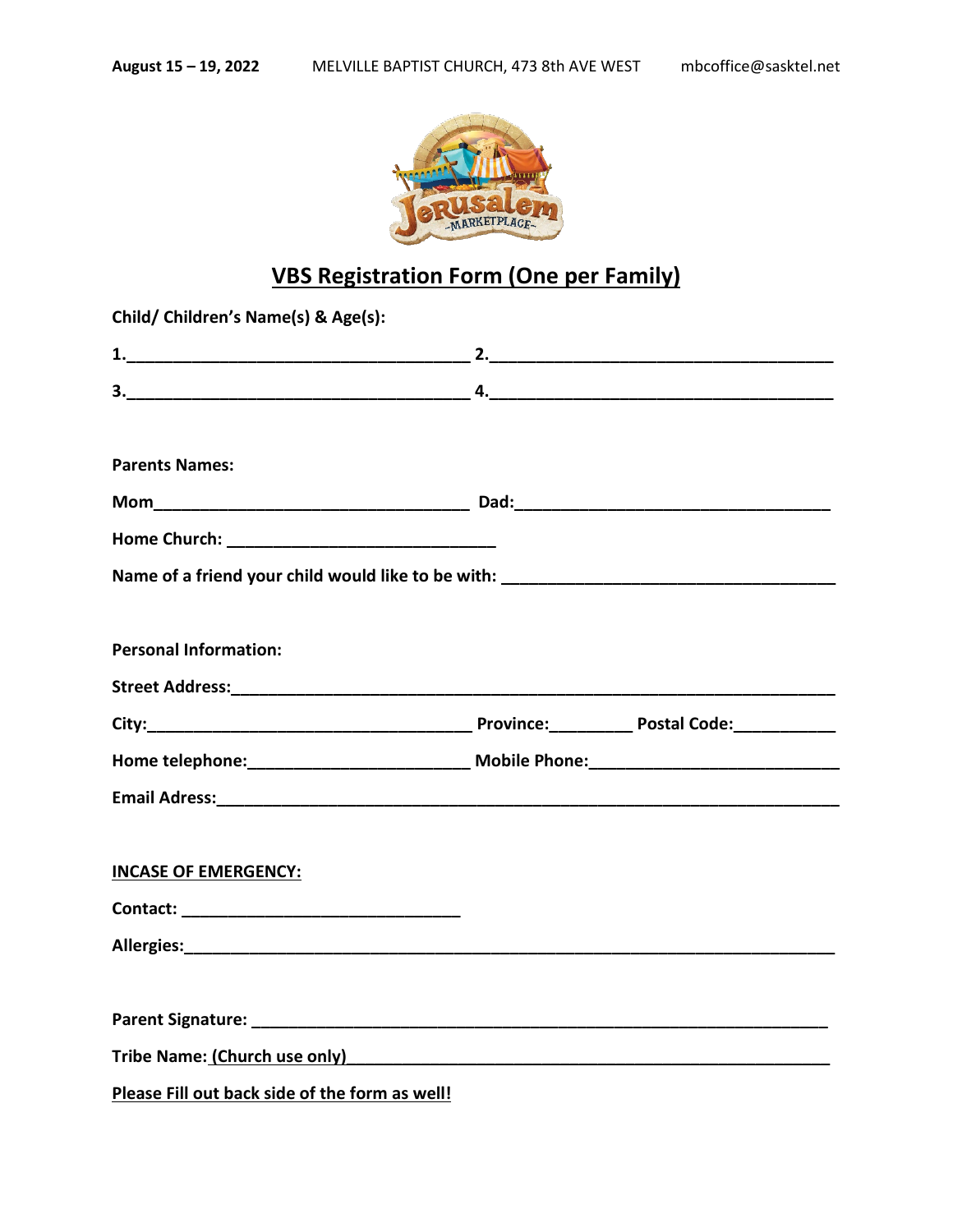**August 15 – 19, 2022** MELVILLE BAPTIST CHURCH, 473 8th AVE WEST mbcoffice@sasktel.net

# VBS Registration Form (One per Family)

**Child/ Children's Name(s) & Age(s):**

**1.**_____________________________________ **2.**_____________________________________

**3.**_____________________________________ **4.**_____________________________________

**Parents Names:**

**Mom**___________________________________ **Dad:**__________________________________

**Home Church:** ____________________________

**Name of a friend your child would like to be with:** ___________________________________

**Personal Information:**

**Street Address:**____________________________________________________________________

**City:**__________________________________ **Province:**_________ **Postal Code:**___________

**Home telephone:**_______________________ **Mobile Phone:**__________________________

**Email Adress:**______________________________________________________________________

**INCASE OF EMERGENCY:**

**Contact:** _____________________________

**Allergies:**_________________________________________________________________________

**Parent Signature:** ___________________________________________________________________

**Tribe Name:** **(Church use only)**_______________________________________________________

**Please Fill out back side of the form as well!**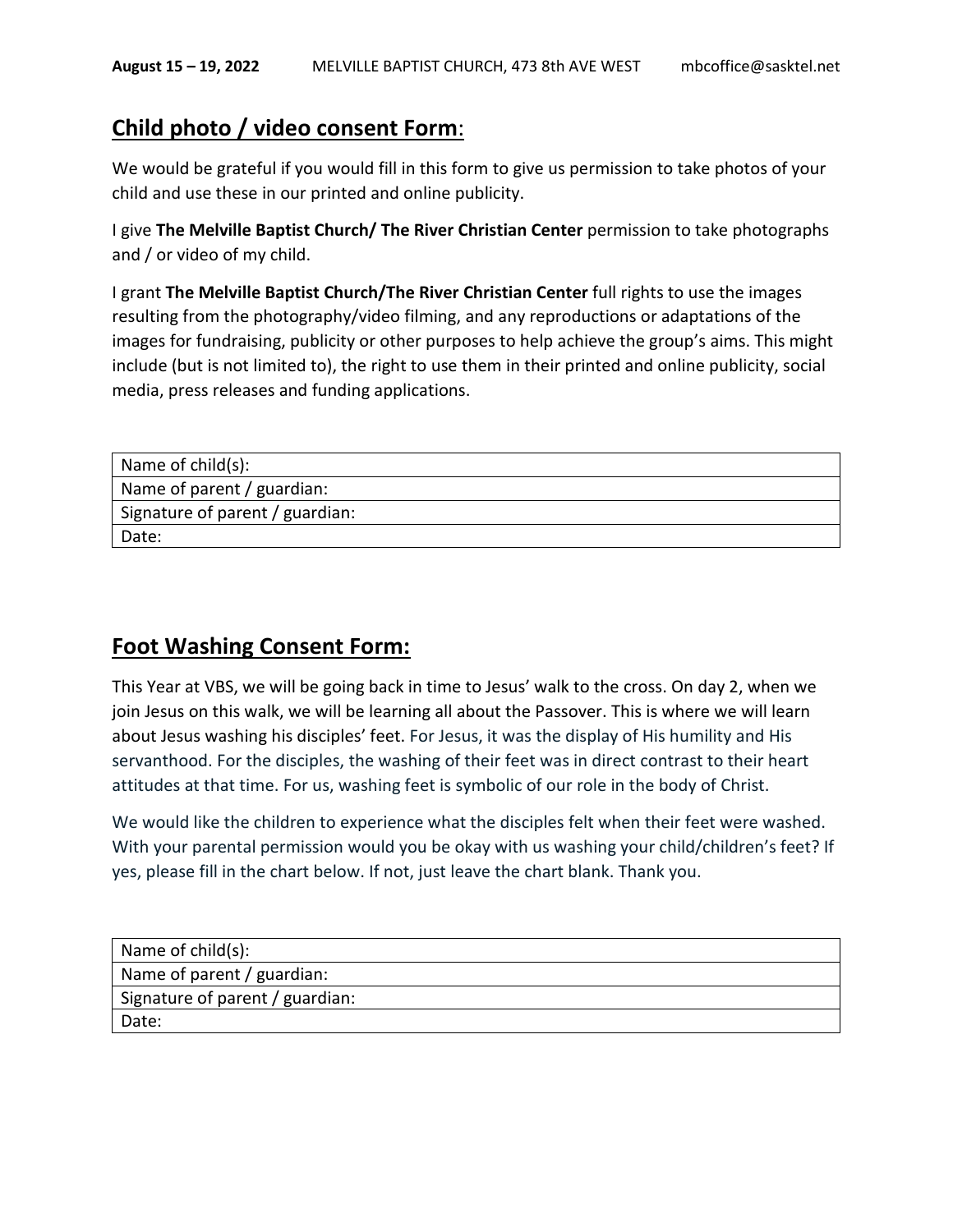## Child photo / video consent Form:

We would be grateful if you would fill in this form to give us permission to take photos of your child and use these in our printed and online publicity.

I give **The Melville Baptist Church/ The River Christian Center** permission to take photographs and / or video of my child.

I grant **The Melville Baptist Church/The River Christian Center** full rights to use the images resulting from the photography/video filming, and any reproductions or adaptations of the images for fundraising, publicity or other purposes to help achieve the group's aims. This might include (but is not limited to), the right to use them in their printed and online publicity, social media, press releases and funding applications.

| |
|---|
| Name of child(s): |
| Name of parent / guardian: |
| Signature of parent / guardian: |
| Date: |

## Foot Washing Consent Form:

This Year at VBS, we will be going back in time to Jesus' walk to the cross. On day 2, when we join Jesus on this walk, we will be learning all about the Passover. This is where we will learn about Jesus washing his disciples' feet. For Jesus, it was the display of His humility and His servanthood. For the disciples, the washing of their feet was in direct contrast to their heart attitudes at that time. For us, washing feet is symbolic of our role in the body of Christ.

We would like the children to experience what the disciples felt when their feet were washed. With your parental permission would you be okay with us washing your child/children's feet? If yes, please fill in the chart below. If not, just leave the chart blank. Thank you.

| |
|---|
| Name of child(s): |
| Name of parent / guardian: |
| Signature of parent / guardian: |
| Date: |